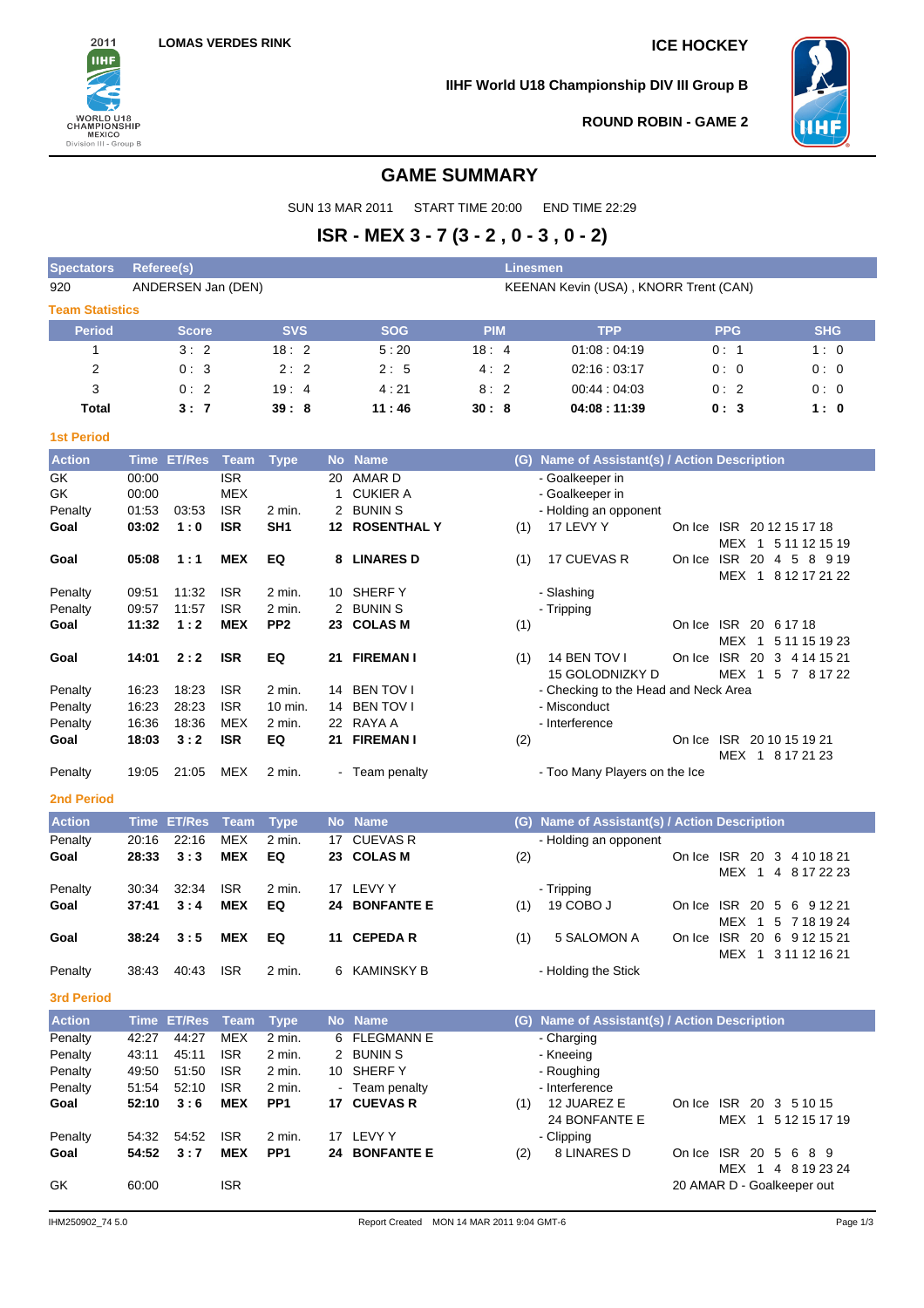LOMAS VERDES RINK

ICE HOCKEY

IIHF World U18 Championship DIV III Group B

ROUND ROBIN - GAME 2

# GAME SUMMARY

SUN 13 MAR 2011 START TIME 20:00 END TIME 22:29

## ISR - MEX 3 - 7 (3 - 2 , 0 - 3 , 0 - 2)

| Spectators | Referee(s) | Linesmen |
|---|---|---|
| 920 | ANDERSEN Jan (DEN) | KEENAN Kevin (USA) , KNORR Trent (CAN) |

### Team Statistics

| Period | Score | SVS | SOG | PIM | TPP | PPG | SHG |
|---|---|---|---|---|---|---|---|
| 1 | 3 : 2 | 18 : 2 | 5 : 20 | 18 : 4 | 01:08 : 04:19 | 0 : 1 | 1 : 0 |
| 2 | 0 : 3 | 2 : 2 | 2 : 5 | 4 : 2 | 02:16 : 03:17 | 0 : 0 | 0 : 0 |
| 3 | 0 : 2 | 19 : 4 | 4 : 21 | 8 : 2 | 00:44 : 04:03 | 0 : 2 | 0 : 0 |
| **Total** | **3 : 7** | **39 : 8** | **11 : 46** | **30 : 8** | **04:08 : 11:39** | **0 : 3** | **1 : 0** |

### 1st Period

| Action | Time | ET/Res | Team | Type | No | Name | (G) | Name of Assistant(s) / Action Description | On Ice |
|---|---|---|---|---|---|---|---|---|---|
| GK | 00:00 | | ISR | | 20 | AMAR D | | - Goalkeeper in | |
| GK | 00:00 | | MEX | | 1 | CUKIER A | | - Goalkeeper in | |
| Penalty | 01:53 | 03:53 | ISR | 2 min. | 2 | BUNIN S | | - Holding an opponent | |
| **Goal** | **03:02** | **1 : 0** | **ISR** | **SH1** | **12** | **ROSENTHAL Y** | (1) | 17 LEVY Y | ISR 20 12 15 17 18 / MEX 1 5 11 12 15 19 |
| **Goal** | **05:08** | **1 : 1** | **MEX** | **EQ** | **8** | **LINARES D** | (1) | 17 CUEVAS R | ISR 20 4 5 8 9 19 / MEX 1 8 12 17 21 22 |
| Penalty | 09:51 | 11:32 | ISR | 2 min. | 10 | SHERF Y | | - Slashing | |
| Penalty | 09:57 | 11:57 | ISR | 2 min. | 2 | BUNIN S | | - Tripping | |
| **Goal** | **11:32** | **1 : 2** | **MEX** | **PP2** | **23** | **COLAS M** | (1) | | ISR 20 6 17 18 / MEX 1 5 11 15 19 23 |
| **Goal** | **14:01** | **2 : 2** | **ISR** | **EQ** | **21** | **FIREMAN I** | (1) | 14 BEN TOV I, 15 GOLODNIZKY D | ISR 20 3 4 14 15 21 / MEX 1 5 7 8 17 22 |
| Penalty | 16:23 | 18:23 | ISR | 2 min. | 14 | BEN TOV I | | - Checking to the Head and Neck Area | |
| Penalty | 16:23 | 28:23 | ISR | 10 min. | 14 | BEN TOV I | | - Misconduct | |
| Penalty | 16:36 | 18:36 | MEX | 2 min. | 22 | RAYA A | | - Interference | |
| **Goal** | **18:03** | **3 : 2** | **ISR** | **EQ** | **21** | **FIREMAN I** | (2) | | ISR 20 10 15 19 21 / MEX 1 8 17 21 23 |
| Penalty | 19:05 | 21:05 | MEX | 2 min. | - | Team penalty | | - Too Many Players on the Ice | |

### 2nd Period

| Action | Time | ET/Res | Team | Type | No | Name | (G) | Name of Assistant(s) / Action Description | On Ice |
|---|---|---|---|---|---|---|---|---|---|
| Penalty | 20:16 | 22:16 | MEX | 2 min. | 17 | CUEVAS R | | - Holding an opponent | |
| **Goal** | **28:33** | **3 : 3** | **MEX** | **EQ** | **23** | **COLAS M** | (2) | | ISR 20 3 4 10 18 21 / MEX 1 4 8 17 22 23 |
| Penalty | 30:34 | 32:34 | ISR | 2 min. | 17 | LEVY Y | | - Tripping | |
| **Goal** | **37:41** | **3 : 4** | **MEX** | **EQ** | **24** | **BONFANTE E** | (1) | 19 COBO J | ISR 20 5 6 9 12 21 / MEX 1 5 7 18 19 24 |
| **Goal** | **38:24** | **3 : 5** | **MEX** | **EQ** | **11** | **CEPEDA R** | (1) | 5 SALOMON A | ISR 20 6 9 12 15 21 / MEX 1 3 11 12 16 21 |
| Penalty | 38:43 | 40:43 | ISR | 2 min. | 6 | KAMINSKY B | | - Holding the Stick | |

### 3rd Period

| Action | Time | ET/Res | Team | Type | No | Name | (G) | Name of Assistant(s) / Action Description | On Ice |
|---|---|---|---|---|---|---|---|---|---|
| Penalty | 42:27 | 44:27 | MEX | 2 min. | 6 | FLEGMANN E | | - Charging | |
| Penalty | 43:11 | 45:11 | ISR | 2 min. | 2 | BUNIN S | | - Kneeing | |
| Penalty | 49:50 | 51:50 | ISR | 2 min. | 10 | SHERF Y | | - Roughing | |
| Penalty | 51:54 | 52:10 | ISR | 2 min. | - | Team penalty | | - Interference | |
| **Goal** | **52:10** | **3 : 6** | **MEX** | **PP1** | **17** | **CUEVAS R** | (1) | 12 JUAREZ E, 24 BONFANTE E | ISR 20 3 5 10 15 / MEX 1 5 12 15 17 19 |
| Penalty | 54:32 | 54:52 | ISR | 2 min. | 17 | LEVY Y | | - Clipping | |
| **Goal** | **54:52** | **3 : 7** | **MEX** | **PP1** | **24** | **BONFANTE E** | (2) | 8 LINARES D | ISR 20 5 6 8 9 / MEX 1 4 8 19 23 24 |
| GK | 60:00 | | ISR | | | | | 20 AMAR D - Goalkeeper out | |

IHM250902_74 5.0 Report Created MON 14 MAR 2011 9:04 GMT-6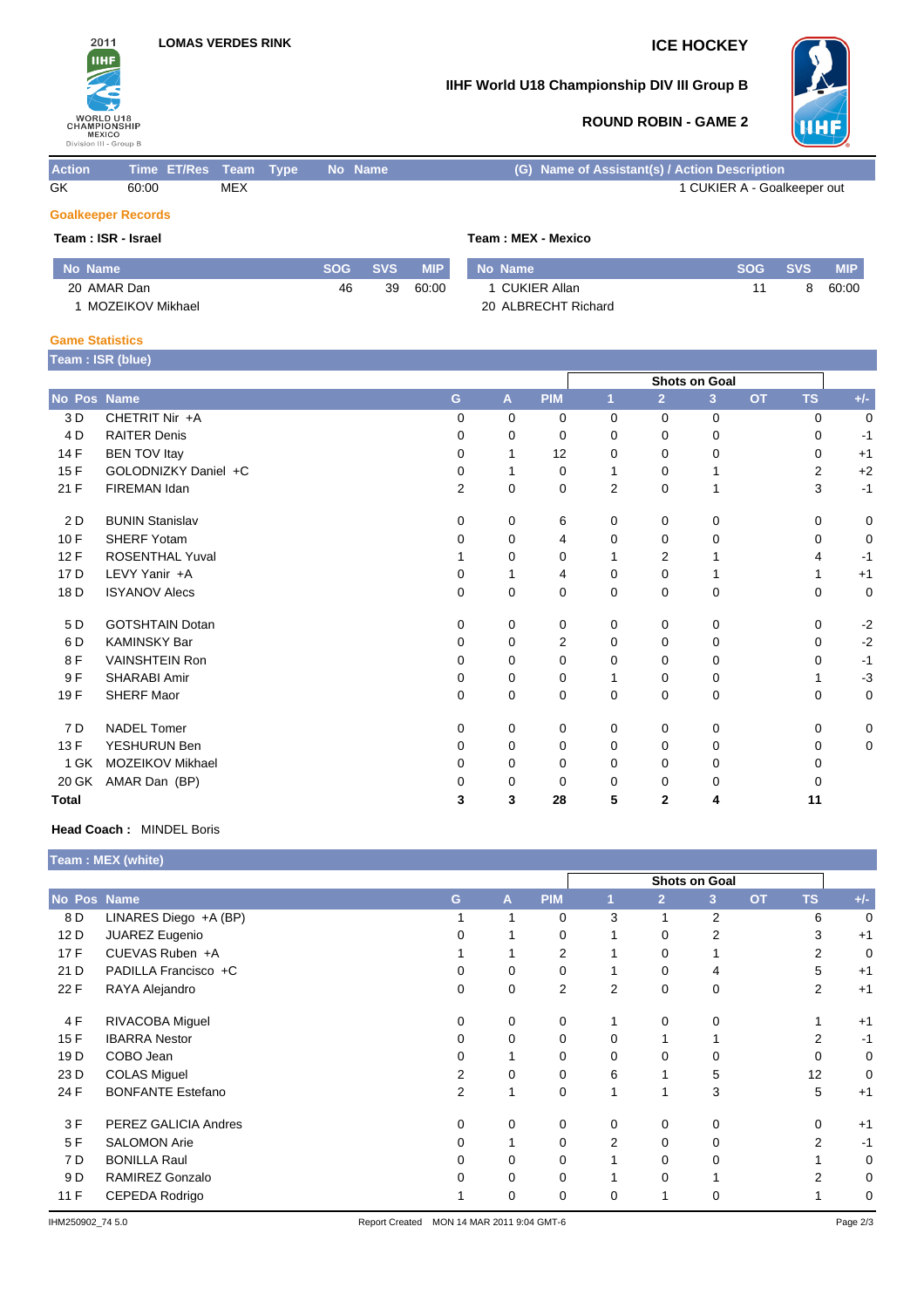LOMAS VERDES RINK

# ICE HOCKEY

## IIHF World U18 Championship DIV III Group B

### ROUND ROBIN - GAME 2

| Action | Time | ET/Res | Team | Type | No | Name | (G) | Name of Assistant(s) / Action Description |
|---|---|---|---|---|---|---|---|---|
| GK | 60:00 | | MEX | | | | | 1 CUKIER A - Goalkeeper out |

### Goalkeeper Records

**Team : ISR - Israel**

| No | Name | SOG | SVS | MIP |
|---|---|---|---|---|
| 20 | AMAR Dan | 46 | 39 | 60:00 |
| 1 | MOZEIKOV Mikhael | | | |

**Team : MEX - Mexico**

| No | Name | SOG | SVS | MIP |
|---|---|---|---|---|
| 1 | CUKIER Allan | 11 | 8 | 60:00 |
| 20 | ALBRECHT Richard | | | |

### Game Statistics

**Team : ISR (blue)**

| No | Pos | Name | G | A | PIM | Shots on Goal 1 | 2 | 3 | OT | TS | +/- |
|---|---|---|---|---|---|---|---|---|---|---|---|
| 3 | D | CHETRIT Nir +A | 0 | 0 | 0 | 0 | 0 | 0 | | 0 | 0 |
| 4 | D | RAITER Denis | 0 | 0 | 0 | 0 | 0 | 0 | | 0 | -1 |
| 14 | F | BEN TOV Itay | 0 | 1 | 12 | 0 | 0 | 0 | | 0 | +1 |
| 15 | F | GOLODNIZKY Daniel +C | 0 | 1 | 0 | 1 | 0 | 1 | | 2 | +2 |
| 21 | F | FIREMAN Idan | 2 | 0 | 0 | 2 | 0 | 1 | | 3 | -1 |
| 2 | D | BUNIN Stanislav | 0 | 0 | 6 | 0 | 0 | 0 | | 0 | 0 |
| 10 | F | SHERF Yotam | 0 | 0 | 4 | 0 | 0 | 0 | | 0 | 0 |
| 12 | F | ROSENTHAL Yuval | 1 | 0 | 0 | 1 | 2 | 1 | | 4 | -1 |
| 17 | D | LEVY Yanir +A | 0 | 1 | 4 | 0 | 0 | 1 | | 1 | +1 |
| 18 | D | ISYANOV Alecs | 0 | 0 | 0 | 0 | 0 | 0 | | 0 | 0 |
| 5 | D | GOTSHTAIN Dotan | 0 | 0 | 0 | 0 | 0 | 0 | | 0 | -2 |
| 6 | D | KAMINSKY Bar | 0 | 0 | 2 | 0 | 0 | 0 | | 0 | -2 |
| 8 | F | VAINSHTEIN Ron | 0 | 0 | 0 | 0 | 0 | 0 | | 0 | -1 |
| 9 | F | SHARABI Amir | 0 | 0 | 0 | 1 | 0 | 0 | | 1 | -3 |
| 19 | F | SHERF Maor | 0 | 0 | 0 | 0 | 0 | 0 | | 0 | 0 |
| 7 | D | NADEL Tomer | 0 | 0 | 0 | 0 | 0 | 0 | | 0 | 0 |
| 13 | F | YESHURUN Ben | 0 | 0 | 0 | 0 | 0 | 0 | | 0 | 0 |
| 1 | GK | MOZEIKOV Mikhael | 0 | 0 | 0 | 0 | 0 | 0 | | 0 | |
| 20 | GK | AMAR Dan (BP) | 0 | 0 | 0 | 0 | 0 | 0 | | 0 | |
| **Total** | | | **3** | **3** | **28** | **5** | **2** | **4** | | **11** | |

**Head Coach :** MINDEL Boris

**Team : MEX (white)**

| No | Pos | Name | G | A | PIM | Shots on Goal 1 | 2 | 3 | OT | TS | +/- |
|---|---|---|---|---|---|---|---|---|---|---|---|
| 8 | D | LINARES Diego +A (BP) | 1 | 1 | 0 | 3 | 1 | 2 | | 6 | 0 |
| 12 | D | JUAREZ Eugenio | 0 | 1 | 0 | 1 | 0 | 2 | | 3 | +1 |
| 17 | F | CUEVAS Ruben +A | 1 | 1 | 2 | 1 | 0 | 1 | | 2 | 0 |
| 21 | D | PADILLA Francisco +C | 0 | 0 | 0 | 1 | 0 | 4 | | 5 | +1 |
| 22 | F | RAYA Alejandro | 0 | 0 | 2 | 2 | 0 | 0 | | 2 | +1 |
| 4 | F | RIVACOBA Miguel | 0 | 0 | 0 | 1 | 0 | 0 | | 1 | +1 |
| 15 | F | IBARRA Nestor | 0 | 0 | 0 | 0 | 1 | 1 | | 2 | -1 |
| 19 | D | COBO Jean | 0 | 1 | 0 | 0 | 0 | 0 | | 0 | 0 |
| 23 | D | COLAS Miguel | 2 | 0 | 0 | 6 | 1 | 5 | | 12 | 0 |
| 24 | F | BONFANTE Estefano | 2 | 1 | 0 | 1 | 1 | 3 | | 5 | +1 |
| 3 | F | PEREZ GALICIA Andres | 0 | 0 | 0 | 0 | 0 | 0 | | 0 | +1 |
| 5 | F | SALOMON Arie | 0 | 1 | 0 | 2 | 0 | 0 | | 2 | -1 |
| 7 | D | BONILLA Raul | 0 | 0 | 0 | 1 | 0 | 0 | | 1 | 0 |
| 9 | D | RAMIREZ Gonzalo | 0 | 0 | 0 | 1 | 0 | 1 | | 2 | 0 |
| 11 | F | CEPEDA Rodrigo | 1 | 0 | 0 | 0 | 1 | 0 | | 1 | 0 |

IHM250902_74 5.0 Report Created MON 14 MAR 2011 9:04 GMT-6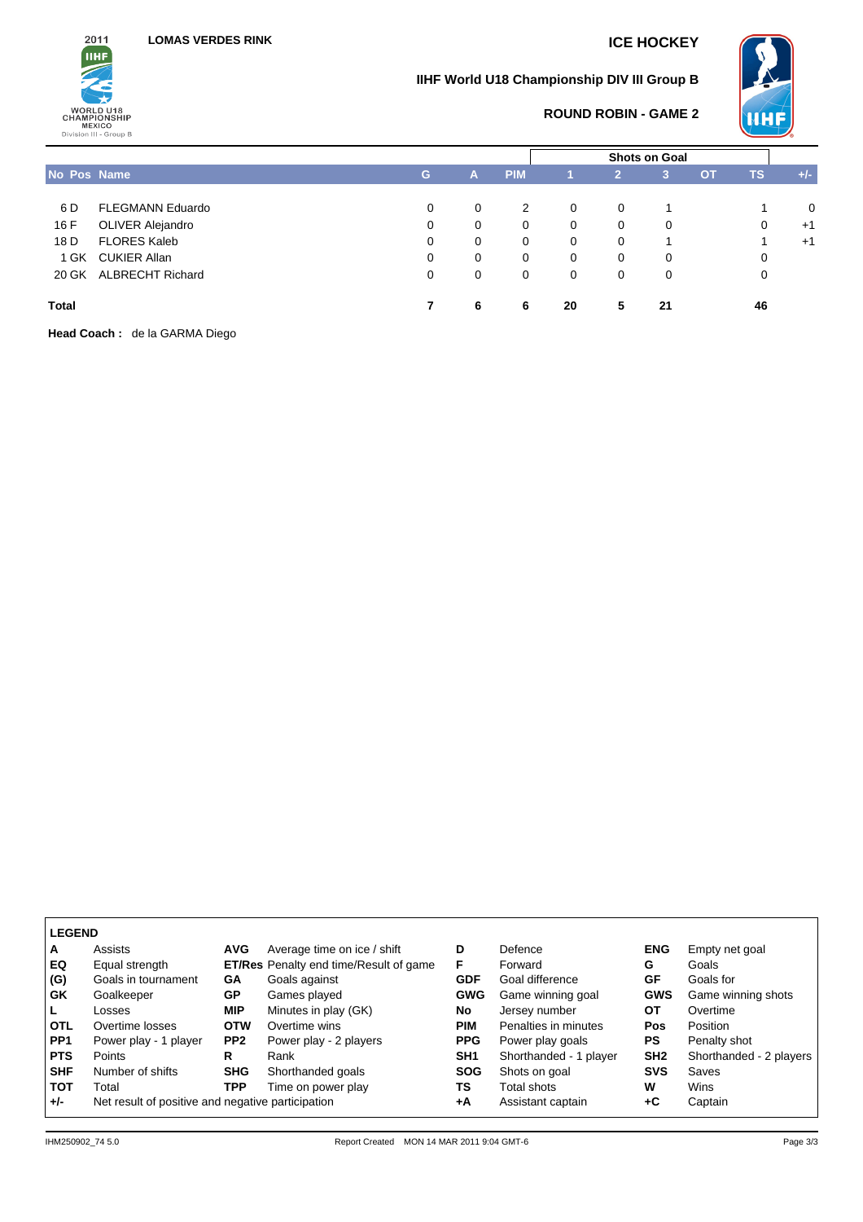LOMAS VERDES RINK

# ICE HOCKEY

## IIHF World U18 Championship DIV III Group B

### ROUND ROBIN - GAME 2

| No | Pos | Name | G | A | PIM | Shots on Goal 1 | 2 | 3 | OT | TS | +/- |
|---|---|---|---|---|---|---|---|---|---|---|---|
| 6 | D | FLEGMANN Eduardo | 0 | 0 | 2 | 0 | 0 | 1 | | 1 | 0 |
| 16 | F | OLIVER Alejandro | 0 | 0 | 0 | 0 | 0 | 0 | | 0 | +1 |
| 18 | D | FLORES Kaleb | 0 | 0 | 0 | 0 | 0 | 1 | | 1 | +1 |
| 1 | GK | CUKIER Allan | 0 | 0 | 0 | 0 | 0 | 0 | | 0 | |
| 20 | GK | ALBRECHT Richard | 0 | 0 | 0 | 0 | 0 | 0 | | 0 | |
| **Total** | | | **7** | **6** | **6** | **20** | **5** | **21** | | **46** | |

**Head Coach :** de la GARMA Diego

**LEGEND**

| | | | | | | | |
|---|---|---|---|---|---|---|---|
| **A** | Assists | **AVG** | Average time on ice / shift | **D** | Defence | **ENG** | Empty net goal |
| **EQ** | Equal strength | **ET/Res** | Penalty end time/Result of game | **F** | Forward | **G** | Goals |
| **(G)** | Goals in tournament | **GA** | Goals against | **GDF** | Goal difference | **GF** | Goals for |
| **GK** | Goalkeeper | **GP** | Games played | **GWG** | Game winning goal | **GWS** | Game winning shots |
| **L** | Losses | **MIP** | Minutes in play (GK) | **No** | Jersey number | **OT** | Overtime |
| **OTL** | Overtime losses | **OTW** | Overtime wins | **PIM** | Penalties in minutes | **Pos** | Position |
| **PP1** | Power play - 1 player | **PP2** | Power play - 2 players | **PPG** | Power play goals | **PS** | Penalty shot |
| **PTS** | Points | **R** | Rank | **SH1** | Shorthanded - 1 player | **SH2** | Shorthanded - 2 players |
| **SHF** | Number of shifts | **SHG** | Shorthanded goals | **SOG** | Shots on goal | **SVS** | Saves |
| **TOT** | Total | **TPP** | Time on power play | **TS** | Total shots | **W** | Wins |
| **+/-** | Net result of positive and negative participation | | | **+A** | Assistant captain | **+C** | Captain |

IHM250902_74 5.0 Report Created MON 14 MAR 2011 9:04 GMT-6